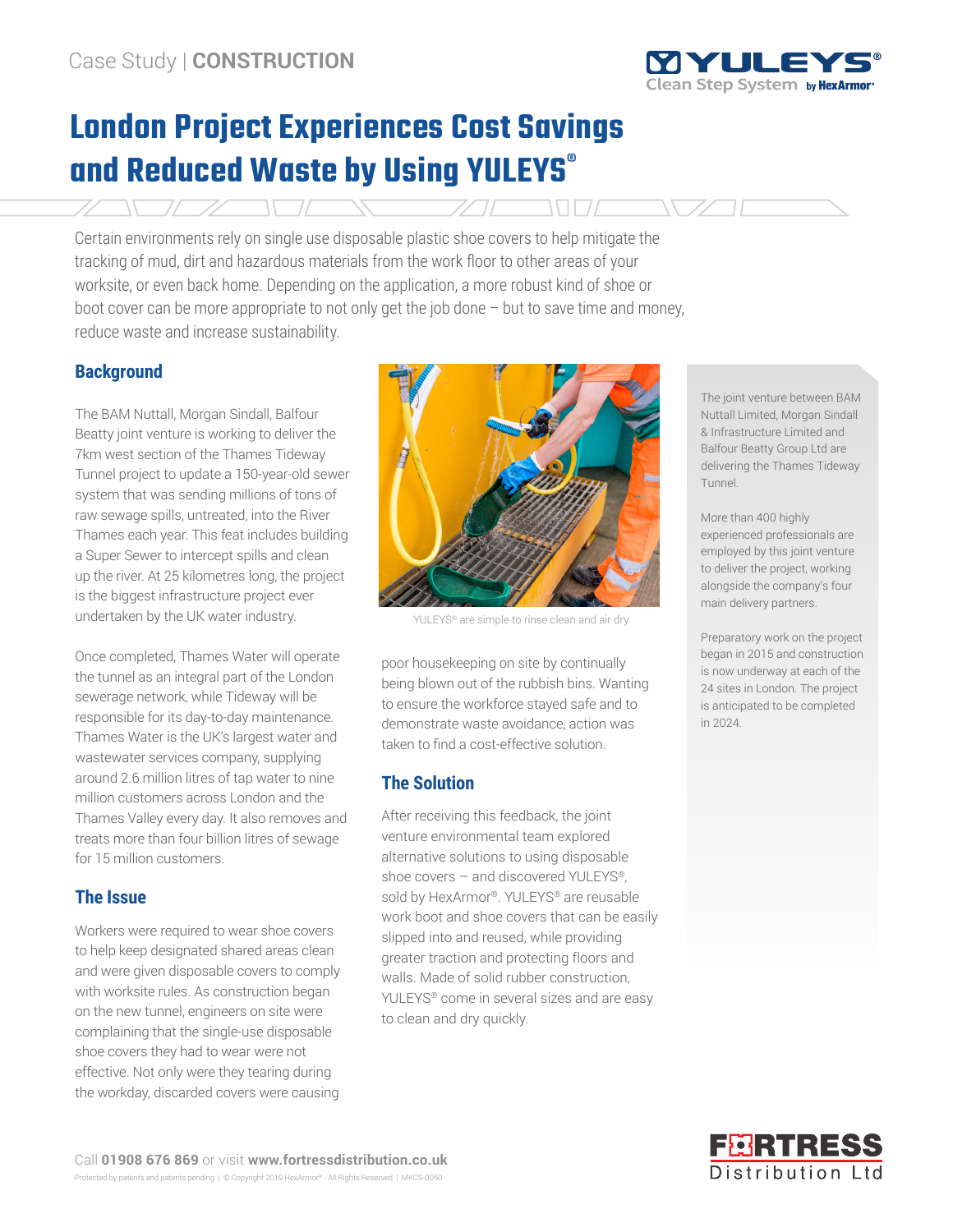Case Study | **CONSTRUCTION**

# London Project Experiences Cost Savings and Reduced Waste by Using YULEYS®

Certain environments rely on single use disposable plastic shoe covers to help mitigate the tracking of mud, dirt and hazardous materials from the work floor to other areas of your worksite, or even back home. Depending on the application, a more robust kind of shoe or boot cover can be more appropriate to not only get the job done – but to save time and money, reduce waste and increase sustainability.

## Background

The BAM Nuttall, Morgan Sindall, Balfour Beatty joint venture is working to deliver the 7km west section of the Thames Tideway Tunnel project to update a 150-year-old sewer system that was sending millions of tons of raw sewage spills, untreated, into the River Thames each year. This feat includes building a Super Sewer to intercept spills and clean up the river. At 25 kilometres long, the project is the biggest infrastructure project ever undertaken by the UK water industry.

Once completed, Thames Water will operate the tunnel as an integral part of the London sewerage network, while Tideway will be responsible for its day-to-day maintenance. Thames Water is the UK's largest water and wastewater services company, supplying around 2.6 million litres of tap water to nine million customers across London and the Thames Valley every day. It also removes and treats more than four billion litres of sewage for 15 million customers.

## The Issue

Workers were required to wear shoe covers to help keep designated shared areas clean and were given disposable covers to comply with worksite rules. As construction began on the new tunnel, engineers on site were complaining that the single-use disposable shoe covers they had to wear were not effective. Not only were they tearing during the workday, discarded covers were causing poor housekeeping on site by continually being blown out of the rubbish bins. Wanting to ensure the workforce stayed safe and to demonstrate waste avoidance, action was taken to find a cost-effective solution.

YULEYS® are simple to rinse clean and air dry

## The Solution

After receiving this feedback, the joint venture environmental team explored alternative solutions to using disposable shoe covers – and discovered YULEYS®, sold by HexArmor®. YULEYS® are reusable work boot and shoe covers that can be easily slipped into and reused, while providing greater traction and protecting floors and walls. Made of solid rubber construction, YULEYS® come in several sizes and are easy to clean and dry quickly.

The joint venture between BAM Nuttall Limited, Morgan Sindall & Infrastructure Limited and Balfour Beatty Group Ltd are delivering the Thames Tideway Tunnel.

More than 400 highly experienced professionals are employed by this joint venture to deliver the project, working alongside the company's four main delivery partners.

Preparatory work on the project began in 2015 and construction is now underway at each of the 24 sites in London. The project is anticipated to be completed in 2024.

Call **01908 676 869** or visit **www.fortressdistribution.co.uk**

Protected by patents and patents pending | © Copyright 2019 HexArmor® - All Rights Reserved | MKCS-0050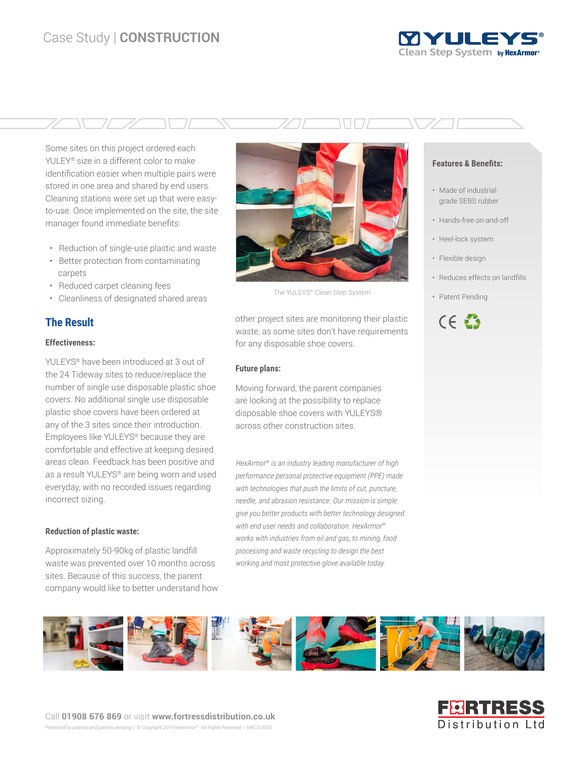Some sites on this project ordered each YULEY® size in a different color to make identification easier when multiple pairs were stored in one area and shared by end users. Cleaning stations were set up that were easy-to-use. Once implemented on the site, the site manager found immediate benefits:

- Reduction of single-use plastic and waste
- Better protection from contaminating carpets
- Reduced carpet cleaning fees
- Cleanliness of designated shared areas

The YULEYS® Clean Step System

## The Result

### Effectiveness:

YULEYS® have been introduced at 3 out of the 24 Tideway sites to reduce/replace the number of single use disposable plastic shoe covers. No additional single use disposable plastic shoe covers have been ordered at any of the 3 sites since their introduction. Employees like YULEYS® because they are comfortable and effective at keeping desired areas clean. Feedback has been positive and as a result YULEYS® are being worn and used everyday, with no recorded issues regarding incorrect sizing.

### Reduction of plastic waste:

Approximately 50-90kg of plastic landfill waste was prevented over 10 months across sites. Because of this success, the parent company would like to better understand how other project sites are monitoring their plastic waste, as some sites don't have requirements for any disposable shoe covers.

### Future plans:

Moving forward, the parent companies are looking at the possibility to replace disposable shoe covers with YULEYS® across other construction sites.

*HexArmor® is an industry leading manufacturer of high performance personal protective equipment (PPE) made with technologies that push the limits of cut, puncture, needle, and abrasion resistance. Our mission is simple: give you better products with better technology designed with end user needs and collaboration. HexArmor® works with industries from oil and gas, to mining, food processing and waste recycling to design the best working and most protective glove available today.*

### Features & Benefits:

- Made of industrial-grade SEBS rubber
- Hands-free on-and-off
- Heel-lock system
- Flexible design
- Reduces effects on landfills
- Patent Pending

Call **01908 676 869** or visit **www.fortressdistribution.co.uk**

Protected by patents and patents pending | © Copyright 2019 HexArmor® - All Rights Reserved | MKCS-0050